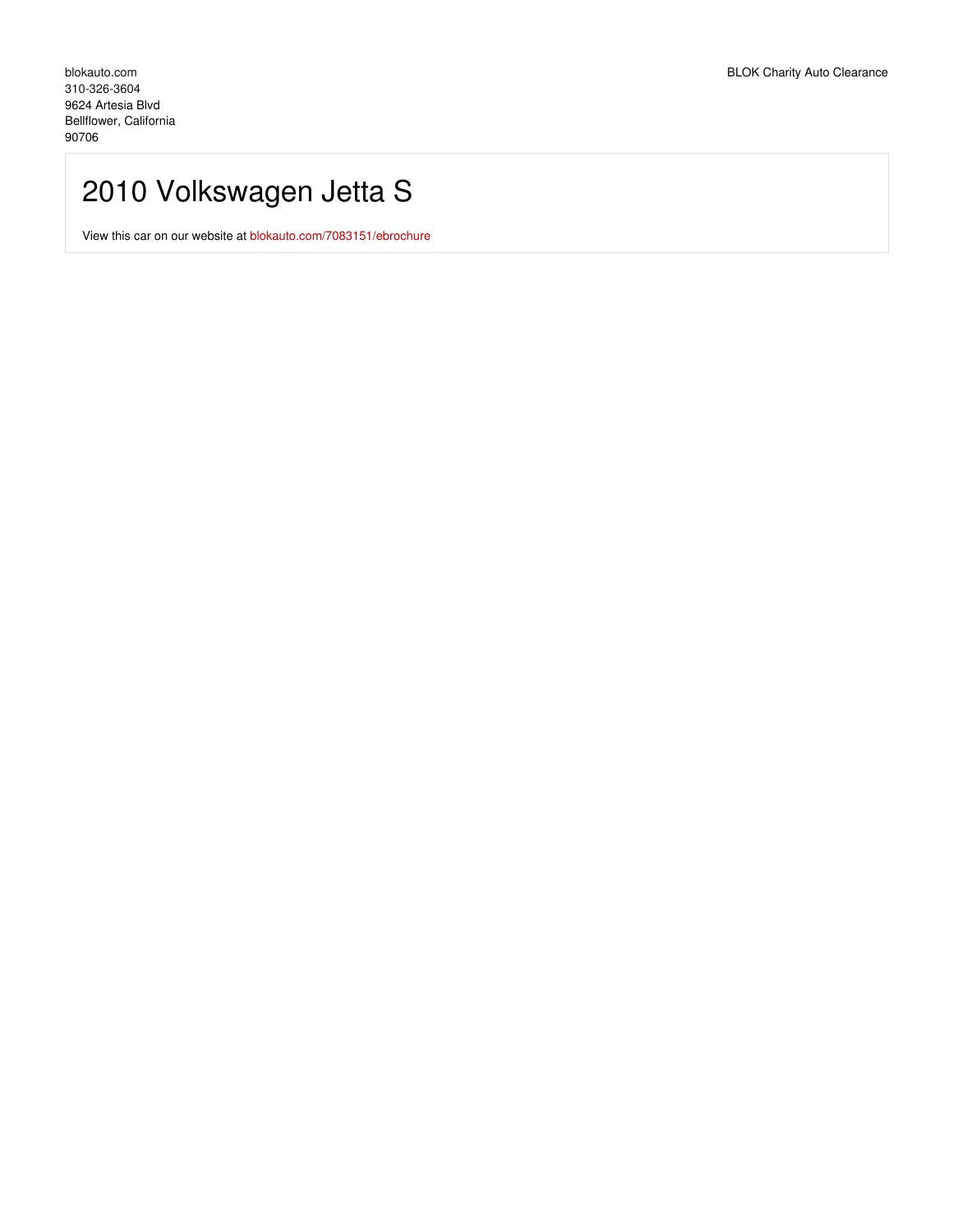blokauto.com
310-326-3604
9624 Artesia Blvd
Bellflower, California
90706

BLOK Charity Auto Clearance

# 2010 Volkswagen Jetta S

View this car on our website at blokauto.com/7083151/ebrochure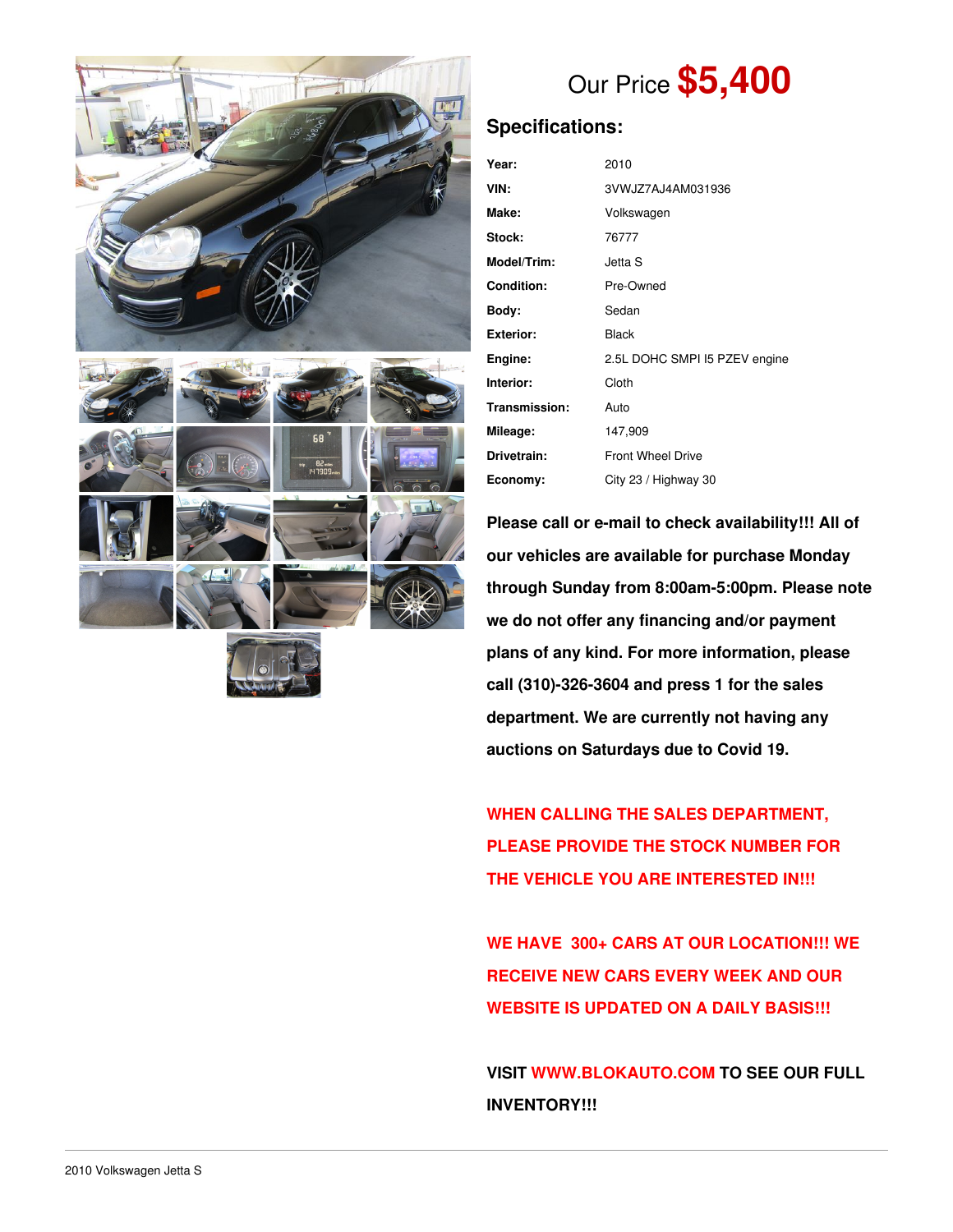Our Price **$5,400**

## Specifications:

| | |
|---|---|
| **Year:** | 2010 |
| **VIN:** | 3VWJZ7AJ4AM031936 |
| **Make:** | Volkswagen |
| **Stock:** | 76777 |
| **Model/Trim:** | Jetta S |
| **Condition:** | Pre-Owned |
| **Body:** | Sedan |
| **Exterior:** | Black |
| **Engine:** | 2.5L DOHC SMPI I5 PZEV engine |
| **Interior:** | Cloth |
| **Transmission:** | Auto |
| **Mileage:** | 147,909 |
| **Drivetrain:** | Front Wheel Drive |
| **Economy:** | City 23 / Highway 30 |

**Please call or e-mail to check availability!!! All of our vehicles are available for purchase Monday through Sunday from 8:00am-5:00pm. Please note we do not offer any financing and/or payment plans of any kind. For more information, please call (310)-326-3604 and press 1 for the sales department. We are currently not having any auctions on Saturdays due to Covid 19.**

**WHEN CALLING THE SALES DEPARTMENT, PLEASE PROVIDE THE STOCK NUMBER FOR THE VEHICLE YOU ARE INTERESTED IN!!!**

**WE HAVE 300+ CARS AT OUR LOCATION!!! WE RECEIVE NEW CARS EVERY WEEK AND OUR WEBSITE IS UPDATED ON A DAILY BASIS!!!**

**VISIT WWW.BLOKAUTO.COM TO SEE OUR FULL INVENTORY!!!**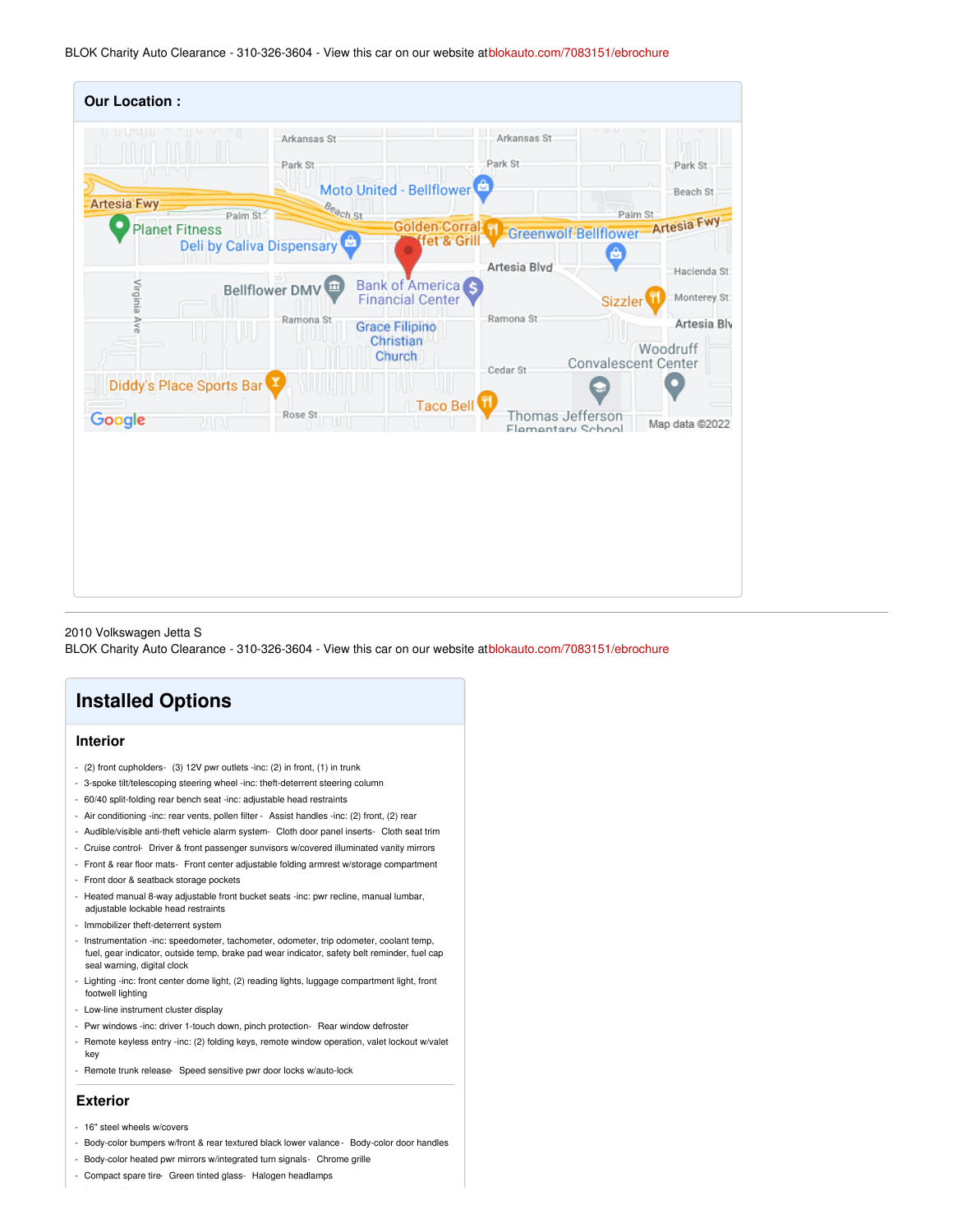BLOK Charity Auto Clearance - 310-326-3604 - View this car on our website at blokauto.com/7083151/ebrochure

## Our Location :

2010 Volkswagen Jetta S
BLOK Charity Auto Clearance - 310-326-3604 - View this car on our website at blokauto.com/7083151/ebrochure

# Installed Options

### Interior

- (2) front cupholders- (3) 12V pwr outlets -inc: (2) in front, (1) in trunk
- 3-spoke tilt/telescoping steering wheel -inc: theft-deterrent steering column
- 60/40 split-folding rear bench seat -inc: adjustable head restraints
- Air conditioning -inc: rear vents, pollen filter - Assist handles -inc: (2) front, (2) rear
- Audible/visible anti-theft vehicle alarm system- Cloth door panel inserts- Cloth seat trim
- Cruise control- Driver & front passenger sunvisors w/covered illuminated vanity mirrors
- Front & rear floor mats- Front center adjustable folding armrest w/storage compartment
- Front door & seatback storage pockets
- Heated manual 8-way adjustable front bucket seats -inc: pwr recline, manual lumbar, adjustable lockable head restraints
- Immobilizer theft-deterrent system
- Instrumentation -inc: speedometer, tachometer, odometer, trip odometer, coolant temp, fuel, gear indicator, outside temp, brake pad wear indicator, safety belt reminder, fuel cap seal warning, digital clock
- Lighting -inc: front center dome light, (2) reading lights, luggage compartment light, front footwell lighting
- Low-line instrument cluster display
- Pwr windows -inc: driver 1-touch down, pinch protection- Rear window defroster
- Remote keyless entry -inc: (2) folding keys, remote window operation, valet lockout w/valet key
- Remote trunk release- Speed sensitive pwr door locks w/auto-lock

### Exterior

- 16" steel wheels w/covers
- Body-color bumpers w/front & rear textured black lower valance - Body-color door handles
- Body-color heated pwr mirrors w/integrated turn signals- Chrome grille
- Compact spare tire- Green tinted glass- Halogen headlamps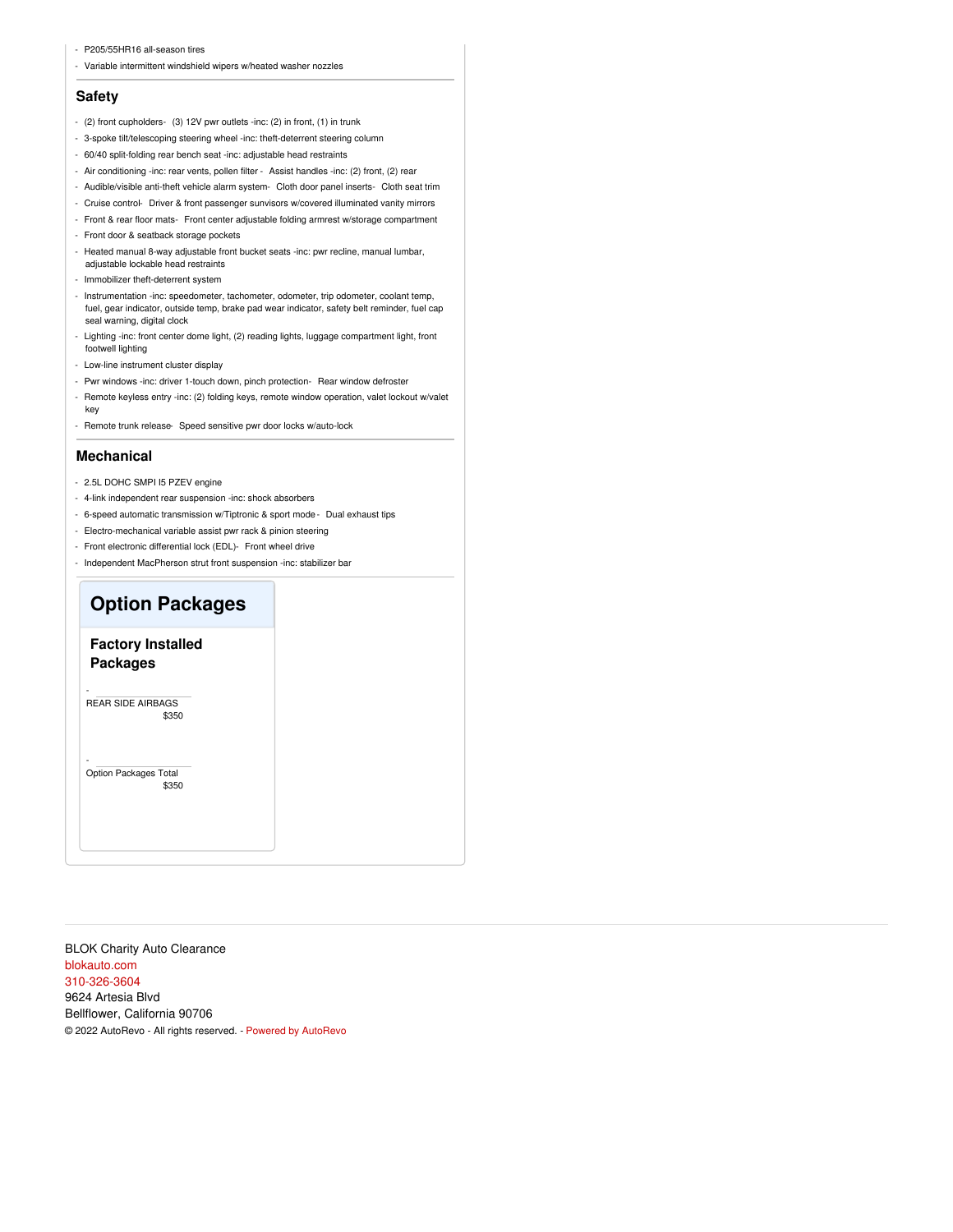- P205/55HR16 all-season tires
- Variable intermittent windshield wipers w/heated washer nozzles

## Safety

- (2) front cupholders- (3) 12V pwr outlets -inc: (2) in front, (1) in trunk
- 3-spoke tilt/telescoping steering wheel -inc: theft-deterrent steering column
- 60/40 split-folding rear bench seat -inc: adjustable head restraints
- Air conditioning -inc: rear vents, pollen filter - Assist handles -inc: (2) front, (2) rear
- Audible/visible anti-theft vehicle alarm system- Cloth door panel inserts- Cloth seat trim
- Cruise control- Driver & front passenger sunvisors w/covered illuminated vanity mirrors
- Front & rear floor mats- Front center adjustable folding armrest w/storage compartment
- Front door & seatback storage pockets
- Heated manual 8-way adjustable front bucket seats -inc: pwr recline, manual lumbar, adjustable lockable head restraints
- Immobilizer theft-deterrent system
- Instrumentation -inc: speedometer, tachometer, odometer, trip odometer, coolant temp, fuel, gear indicator, outside temp, brake pad wear indicator, safety belt reminder, fuel cap seal warning, digital clock
- Lighting -inc: front center dome light, (2) reading lights, luggage compartment light, front footwell lighting
- Low-line instrument cluster display
- Pwr windows -inc: driver 1-touch down, pinch protection- Rear window defroster
- Remote keyless entry -inc: (2) folding keys, remote window operation, valet lockout w/valet key
- Remote trunk release- Speed sensitive pwr door locks w/auto-lock

## Mechanical

- 2.5L DOHC SMPI I5 PZEV engine
- 4-link independent rear suspension -inc: shock absorbers
- 6-speed automatic transmission w/Tiptronic & sport mode - Dual exhaust tips
- Electro-mechanical variable assist pwr rack & pinion steering
- Front electronic differential lock (EDL)- Front wheel drive
- Independent MacPherson strut front suspension -inc: stabilizer bar

# Option Packages

### Factory Installed Packages

- REAR SIDE AIRBAGS
  $350

- Option Packages Total
  $350

BLOK Charity Auto Clearance
blokauto.com
310-326-3604
9624 Artesia Blvd
Bellflower, California 90706
© 2022 AutoRevo - All rights reserved. - Powered by AutoRevo